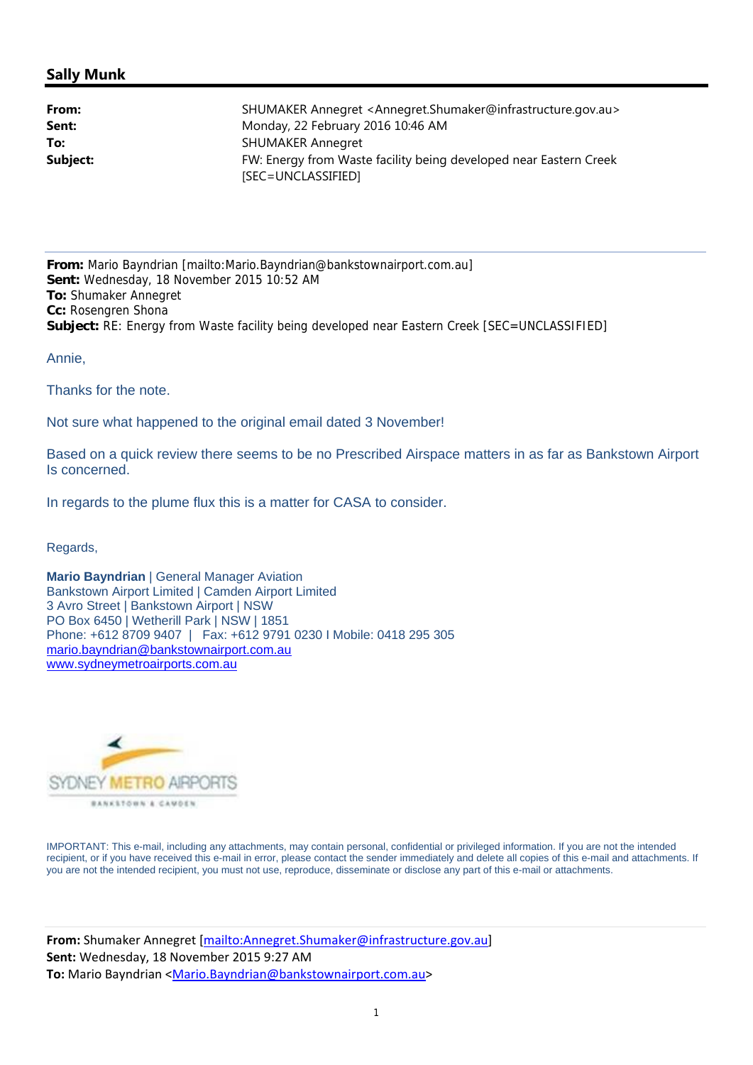## Sally Munk

| | |
|---|---|
| **From:** | SHUMAKER Annegret <Annegret.Shumaker@infrastructure.gov.au> |
| **Sent:** | Monday, 22 February 2016 10:46 AM |
| **To:** | SHUMAKER Annegret |
| **Subject:** | FW: Energy from Waste facility being developed near Eastern Creek [SEC=UNCLASSIFIED] |

---

**From:** Mario Bayndrian [mailto:Mario.Bayndrian@bankstownairport.com.au]
**Sent:** Wednesday, 18 November 2015 10:52 AM
**To:** Shumaker Annegret
**Cc:** Rosengren Shona
**Subject:** RE: Energy from Waste facility being developed near Eastern Creek [SEC=UNCLASSIFIED]

Annie,

Thanks for the note.

Not sure what happened to the original email dated 3 November!

Based on a quick review there seems to be no Prescribed Airspace matters in as far as Bankstown Airport Is concerned.

In regards to the plume flux this is a matter for CASA to consider.

Regards,

**Mario Bayndrian** | General Manager Aviation
Bankstown Airport Limited | Camden Airport Limited
3 Avro Street | Bankstown Airport | NSW
PO Box 6450 | Wetherill Park | NSW | 1851
Phone: +612 8709 9407 | Fax: +612 9791 0230 I Mobile: 0418 295 305
mario.bayndrian@bankstownairport.com.au
www.sydneymetroairports.com.au

SYDNEY METRO AIRPORTS
BANKSTOWN & CAMDEN

IMPORTANT: This e-mail, including any attachments, may contain personal, confidential or privileged information. If you are not the intended recipient, or if you have received this e-mail in error, please contact the sender immediately and delete all copies of this e-mail and attachments. If you are not the intended recipient, you must not use, reproduce, disseminate or disclose any part of this e-mail or attachments.

---

**From:** Shumaker Annegret [mailto:Annegret.Shumaker@infrastructure.gov.au]
**Sent:** Wednesday, 18 November 2015 9:27 AM
**To:** Mario Bayndrian <Mario.Bayndrian@bankstownairport.com.au>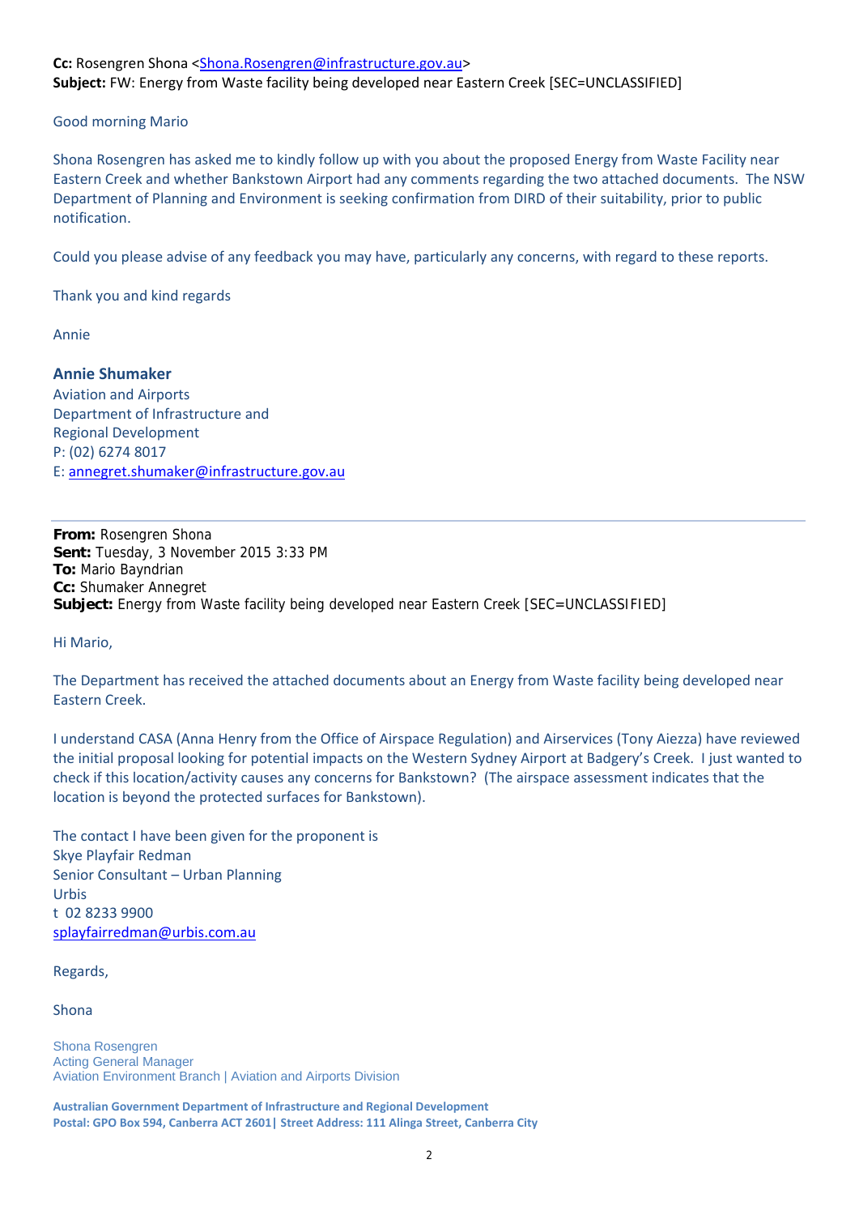**Cc:** Rosengren Shona <Shona.Rosengren@infrastructure.gov.au>
**Subject:** FW: Energy from Waste facility being developed near Eastern Creek [SEC=UNCLASSIFIED]

Good morning Mario

Shona Rosengren has asked me to kindly follow up with you about the proposed Energy from Waste Facility near Eastern Creek and whether Bankstown Airport had any comments regarding the two attached documents. The NSW Department of Planning and Environment is seeking confirmation from DIRD of their suitability, prior to public notification.

Could you please advise of any feedback you may have, particularly any concerns, with regard to these reports.

Thank you and kind regards

Annie

**Annie Shumaker**
Aviation and Airports
Department of Infrastructure and Regional Development
P: (02) 6274 8017
E: annegret.shumaker@infrastructure.gov.au

---

**From:** Rosengren Shona
**Sent:** Tuesday, 3 November 2015 3:33 PM
**To:** Mario Bayndrian
**Cc:** Shumaker Annegret
**Subject:** Energy from Waste facility being developed near Eastern Creek [SEC=UNCLASSIFIED]

Hi Mario,

The Department has received the attached documents about an Energy from Waste facility being developed near Eastern Creek.

I understand CASA (Anna Henry from the Office of Airspace Regulation) and Airservices (Tony Aiezza) have reviewed the initial proposal looking for potential impacts on the Western Sydney Airport at Badgery's Creek. I just wanted to check if this location/activity causes any concerns for Bankstown? (The airspace assessment indicates that the location is beyond the protected surfaces for Bankstown).

The contact I have been given for the proponent is
Skye Playfair Redman
Senior Consultant – Urban Planning
Urbis
t 02 8233 9900
splayfairredman@urbis.com.au

Regards,

Shona

Shona Rosengren
Acting General Manager
Aviation Environment Branch | Aviation and Airports Division

**Australian Government Department of Infrastructure and Regional Development**
**Postal: GPO Box 594, Canberra ACT 2601| Street Address: 111 Alinga Street, Canberra City**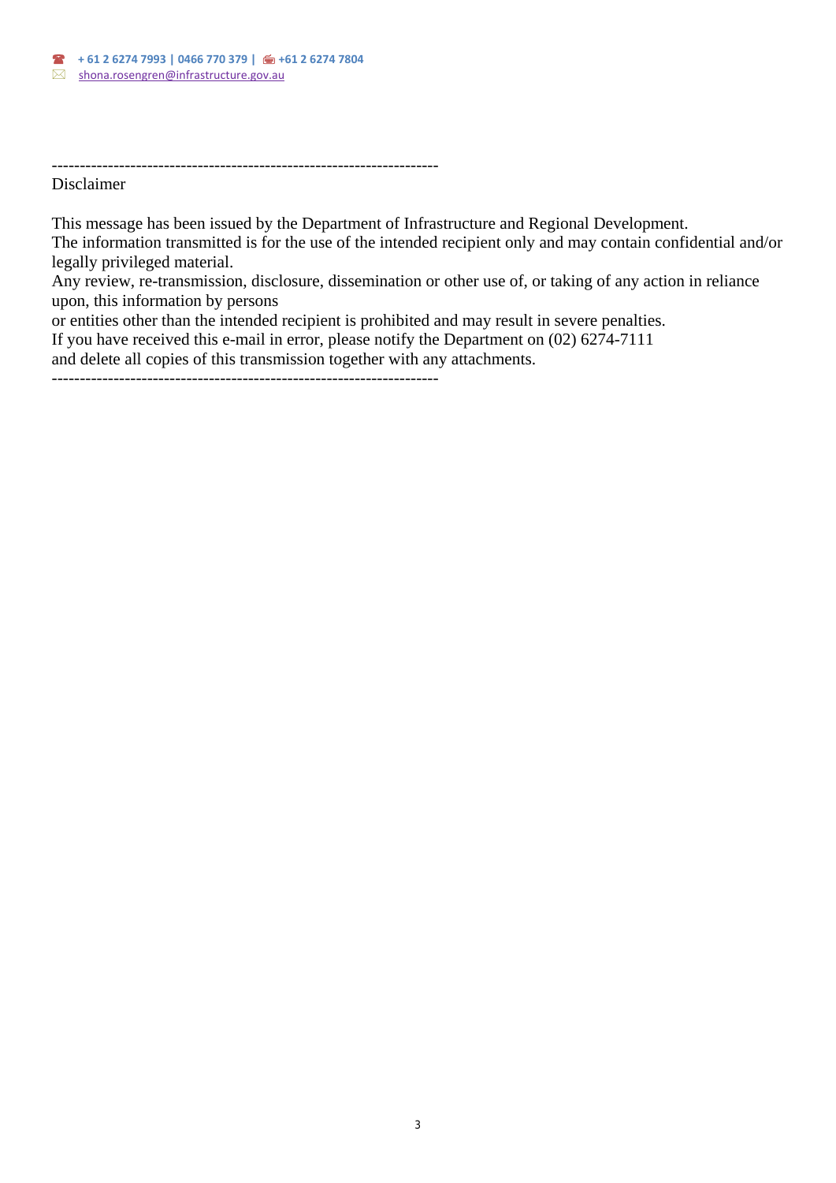**+ 61 2 6274 7993 | 0466 770 379 | +61 2 6274 7804**
shona.rosengren@infrastructure.gov.au

--------------------------------------------------------------------
Disclaimer

This message has been issued by the Department of Infrastructure and Regional Development.
The information transmitted is for the use of the intended recipient only and may contain confidential and/or legally privileged material.
Any review, re-transmission, disclosure, dissemination or other use of, or taking of any action in reliance upon, this information by persons
or entities other than the intended recipient is prohibited and may result in severe penalties.
If you have received this e-mail in error, please notify the Department on (02) 6274-7111
and delete all copies of this transmission together with any attachments.
--------------------------------------------------------------------